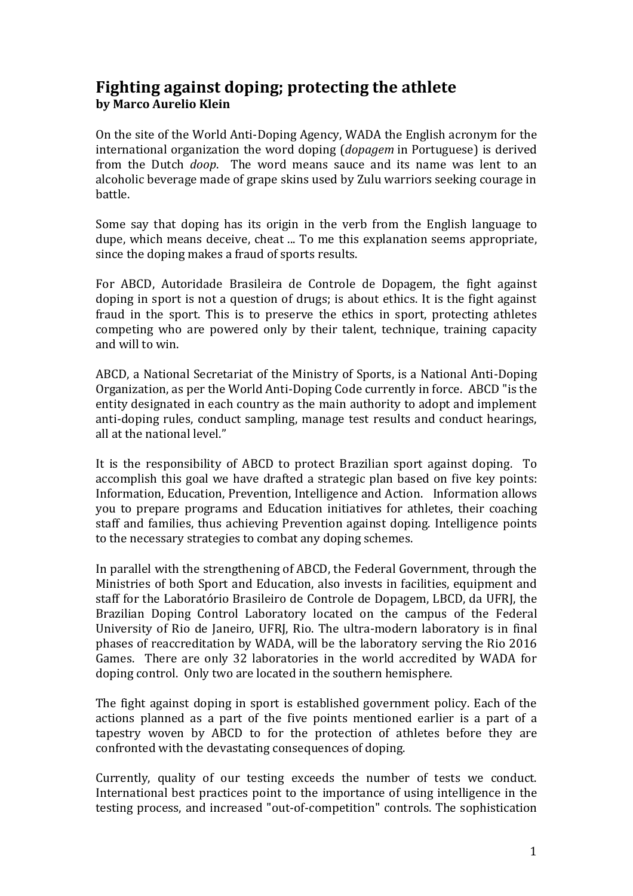# Fighting against doping; protecting the athlete

**by Marco Aurelio Klein**

On the site of the World Anti-Doping Agency, WADA the English acronym for the international organization the word doping (*dopagem* in Portuguese) is derived from the Dutch *doop*. The word means sauce and its name was lent to an alcoholic beverage made of grape skins used by Zulu warriors seeking courage in battle.

Some say that doping has its origin in the verb from the English language to dupe, which means deceive, cheat ... To me this explanation seems appropriate, since the doping makes a fraud of sports results.

For ABCD, Autoridade Brasileira de Controle de Dopagem, the fight against doping in sport is not a question of drugs; is about ethics. It is the fight against fraud in the sport. This is to preserve the ethics in sport, protecting athletes competing who are powered only by their talent, technique, training capacity and will to win.

ABCD, a National Secretariat of the Ministry of Sports, is a National Anti-Doping Organization, as per the World Anti-Doping Code currently in force. ABCD "is the entity designated in each country as the main authority to adopt and implement anti-doping rules, conduct sampling, manage test results and conduct hearings, all at the national level."

It is the responsibility of ABCD to protect Brazilian sport against doping. To accomplish this goal we have drafted a strategic plan based on five key points: Information, Education, Prevention, Intelligence and Action. Information allows you to prepare programs and Education initiatives for athletes, their coaching staff and families, thus achieving Prevention against doping. Intelligence points to the necessary strategies to combat any doping schemes.

In parallel with the strengthening of ABCD, the Federal Government, through the Ministries of both Sport and Education, also invests in facilities, equipment and staff for the Laboratório Brasileiro de Controle de Dopagem, LBCD, da UFRJ, the Brazilian Doping Control Laboratory located on the campus of the Federal University of Rio de Janeiro, UFRJ, Rio. The ultra-modern laboratory is in final phases of reaccreditation by WADA, will be the laboratory serving the Rio 2016 Games. There are only 32 laboratories in the world accredited by WADA for doping control. Only two are located in the southern hemisphere.

The fight against doping in sport is established government policy. Each of the actions planned as a part of the five points mentioned earlier is a part of a tapestry woven by ABCD to for the protection of athletes before they are confronted with the devastating consequences of doping.

Currently, quality of our testing exceeds the number of tests we conduct. International best practices point to the importance of using intelligence in the testing process, and increased "out-of-competition" controls. The sophistication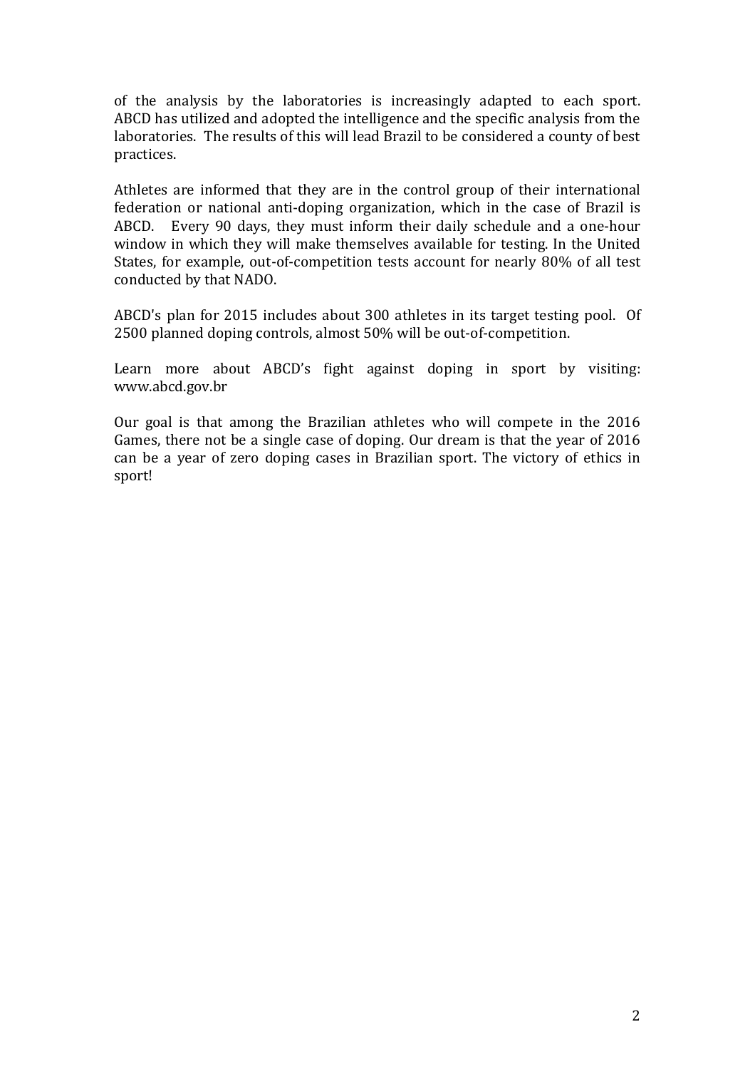of the analysis by the laboratories is increasingly adapted to each sport. ABCD has utilized and adopted the intelligence and the specific analysis from the laboratories. The results of this will lead Brazil to be considered a county of best practices.

Athletes are informed that they are in the control group of their international federation or national anti-doping organization, which in the case of Brazil is ABCD. Every 90 days, they must inform their daily schedule and a one-hour window in which they will make themselves available for testing. In the United States, for example, out-of-competition tests account for nearly 80% of all test conducted by that NADO.

ABCD's plan for 2015 includes about 300 athletes in its target testing pool. Of 2500 planned doping controls, almost 50% will be out-of-competition.

Learn more about ABCD's fight against doping in sport by visiting: www.abcd.gov.br

Our goal is that among the Brazilian athletes who will compete in the 2016 Games, there not be a single case of doping. Our dream is that the year of 2016 can be a year of zero doping cases in Brazilian sport. The victory of ethics in sport!